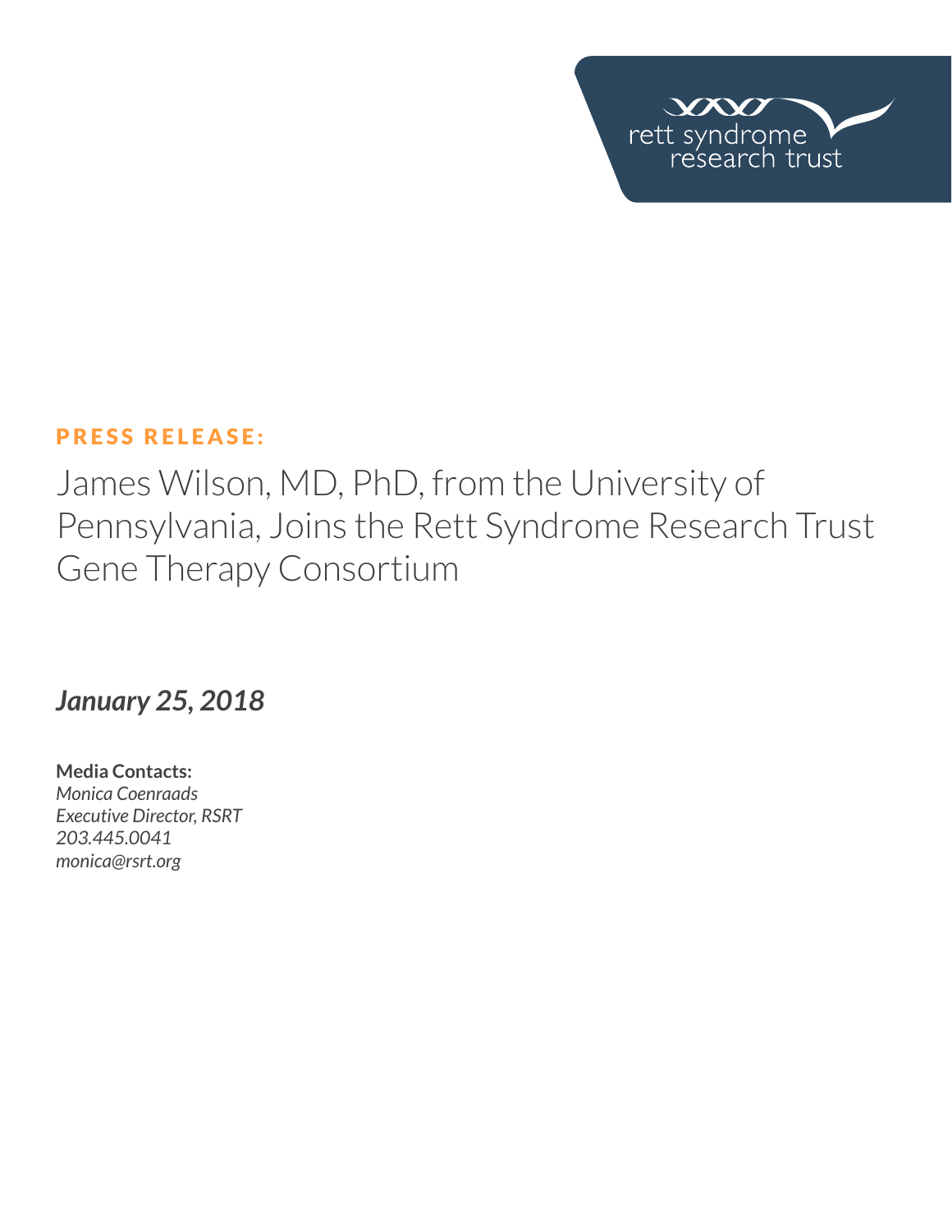rett syndrome research trust

**PRESS RELEASE:**

# James Wilson, MD, PhD, from the University of Pennsylvania, Joins the Rett Syndrome Research Trust Gene Therapy Consortium

***January 25, 2018***

**Media Contacts:**
*Monica Coenraads*
*Executive Director, RSRT*
*203.445.0041*
*monica@rsrt.org*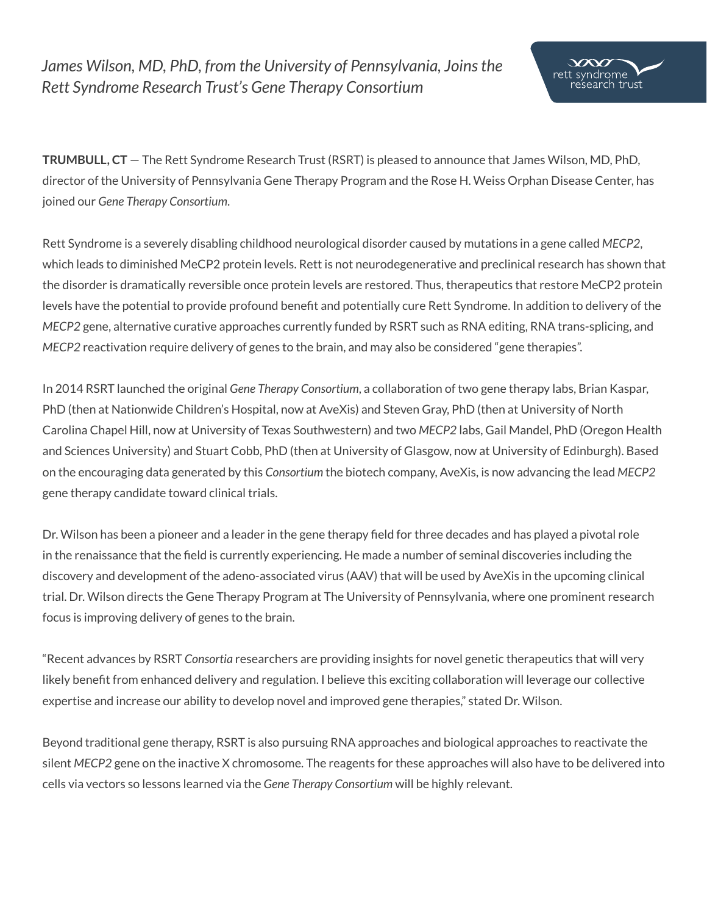*James Wilson, MD, PhD, from the University of Pennsylvania, Joins the Rett Syndrome Research Trust's Gene Therapy Consortium*

**TRUMBULL, CT** — The Rett Syndrome Research Trust (RSRT) is pleased to announce that James Wilson, MD, PhD, director of the University of Pennsylvania Gene Therapy Program and the Rose H. Weiss Orphan Disease Center, has joined our *Gene Therapy Consortium*.

Rett Syndrome is a severely disabling childhood neurological disorder caused by mutations in a gene called *MECP2*, which leads to diminished MeCP2 protein levels. Rett is not neurodegenerative and preclinical research has shown that the disorder is dramatically reversible once protein levels are restored. Thus, therapeutics that restore MeCP2 protein levels have the potential to provide profound benefit and potentially cure Rett Syndrome. In addition to delivery of the *MECP2* gene, alternative curative approaches currently funded by RSRT such as RNA editing, RNA trans-splicing, and *MECP2* reactivation require delivery of genes to the brain, and may also be considered "gene therapies".

In 2014 RSRT launched the original *Gene Therapy Consortium*, a collaboration of two gene therapy labs, Brian Kaspar, PhD (then at Nationwide Children's Hospital, now at AveXis) and Steven Gray, PhD (then at University of North Carolina Chapel Hill, now at University of Texas Southwestern) and two *MECP2* labs, Gail Mandel, PhD (Oregon Health and Sciences University) and Stuart Cobb, PhD (then at University of Glasgow, now at University of Edinburgh). Based on the encouraging data generated by this *Consortium* the biotech company, AveXis, is now advancing the lead *MECP2* gene therapy candidate toward clinical trials.

Dr. Wilson has been a pioneer and a leader in the gene therapy field for three decades and has played a pivotal role in the renaissance that the field is currently experiencing. He made a number of seminal discoveries including the discovery and development of the adeno-associated virus (AAV) that will be used by AveXis in the upcoming clinical trial. Dr. Wilson directs the Gene Therapy Program at The University of Pennsylvania, where one prominent research focus is improving delivery of genes to the brain.

"Recent advances by RSRT *Consortia* researchers are providing insights for novel genetic therapeutics that will very likely benefit from enhanced delivery and regulation. I believe this exciting collaboration will leverage our collective expertise and increase our ability to develop novel and improved gene therapies," stated Dr. Wilson.

Beyond traditional gene therapy, RSRT is also pursuing RNA approaches and biological approaches to reactivate the silent *MECP2* gene on the inactive X chromosome. The reagents for these approaches will also have to be delivered into cells via vectors so lessons learned via the *Gene Therapy Consortium* will be highly relevant.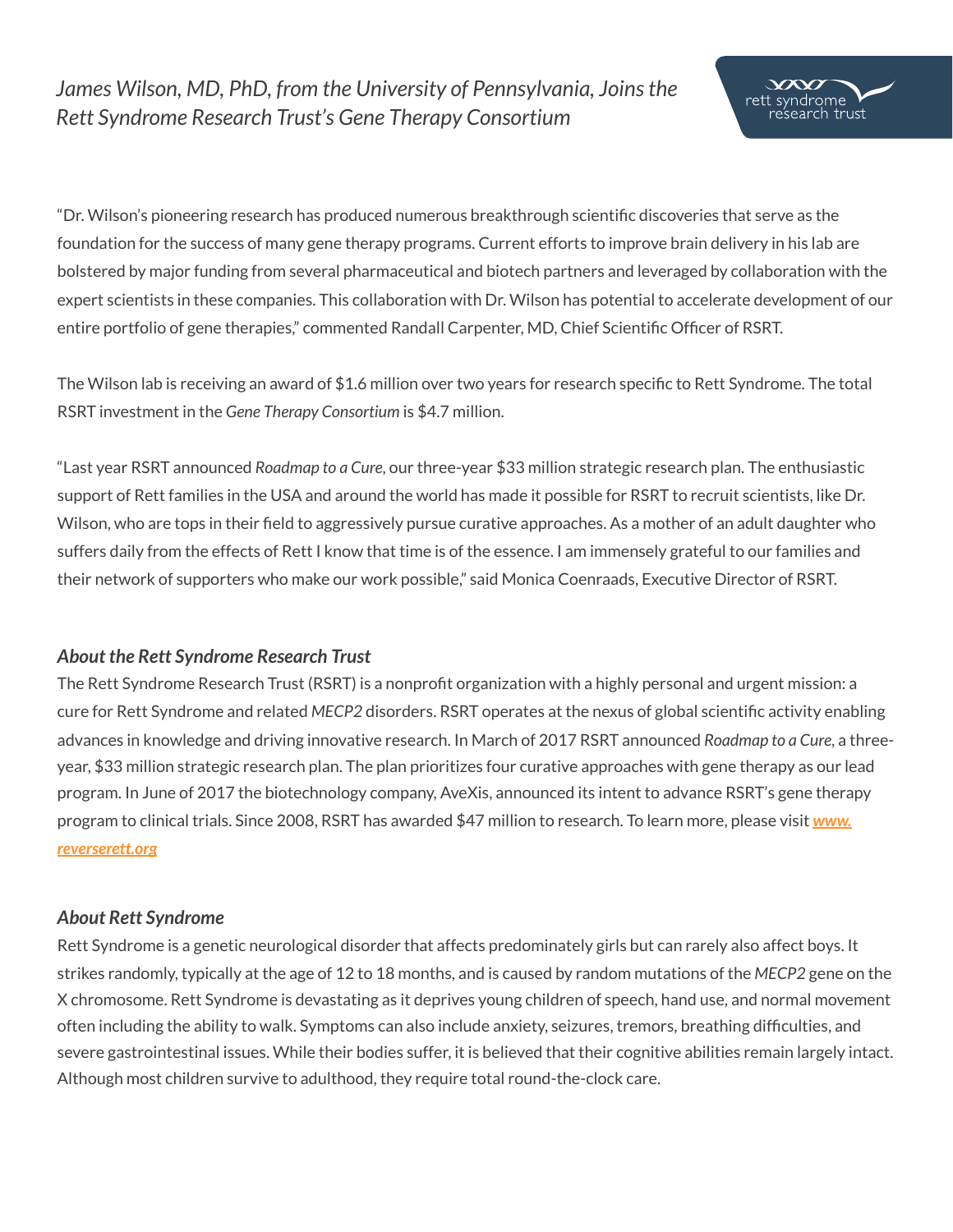*James Wilson, MD, PhD, from the University of Pennsylvania, Joins the Rett Syndrome Research Trust's Gene Therapy Consortium*

"Dr. Wilson's pioneering research has produced numerous breakthrough scientific discoveries that serve as the foundation for the success of many gene therapy programs. Current efforts to improve brain delivery in his lab are bolstered by major funding from several pharmaceutical and biotech partners and leveraged by collaboration with the expert scientists in these companies. This collaboration with Dr. Wilson has potential to accelerate development of our entire portfolio of gene therapies," commented Randall Carpenter, MD, Chief Scientific Officer of RSRT.

The Wilson lab is receiving an award of $1.6 million over two years for research specific to Rett Syndrome. The total RSRT investment in the *Gene Therapy Consortium* is $4.7 million.

"Last year RSRT announced *Roadmap to a Cure*, our three-year $33 million strategic research plan. The enthusiastic support of Rett families in the USA and around the world has made it possible for RSRT to recruit scientists, like Dr. Wilson, who are tops in their field to aggressively pursue curative approaches. As a mother of an adult daughter who suffers daily from the effects of Rett I know that time is of the essence. I am immensely grateful to our families and their network of supporters who make our work possible," said Monica Coenraads, Executive Director of RSRT.

### *About the Rett Syndrome Research Trust*

The Rett Syndrome Research Trust (RSRT) is a nonprofit organization with a highly personal and urgent mission: a cure for Rett Syndrome and related *MECP2* disorders. RSRT operates at the nexus of global scientific activity enabling advances in knowledge and driving innovative research. In March of 2017 RSRT announced *Roadmap to a Cure*, a three-year, $33 million strategic research plan. The plan prioritizes four curative approaches with gene therapy as our lead program. In June of 2017 the biotechnology company, AveXis, announced its intent to advance RSRT's gene therapy program to clinical trials. Since 2008, RSRT has awarded $47 million to research. To learn more, please visit [www.reverserett.org](http://www.reverserett.org)

### *About Rett Syndrome*

Rett Syndrome is a genetic neurological disorder that affects predominately girls but can rarely also affect boys. It strikes randomly, typically at the age of 12 to 18 months, and is caused by random mutations of the *MECP2* gene on the X chromosome. Rett Syndrome is devastating as it deprives young children of speech, hand use, and normal movement often including the ability to walk. Symptoms can also include anxiety, seizures, tremors, breathing difficulties, and severe gastrointestinal issues. While their bodies suffer, it is believed that their cognitive abilities remain largely intact. Although most children survive to adulthood, they require total round-the-clock care.